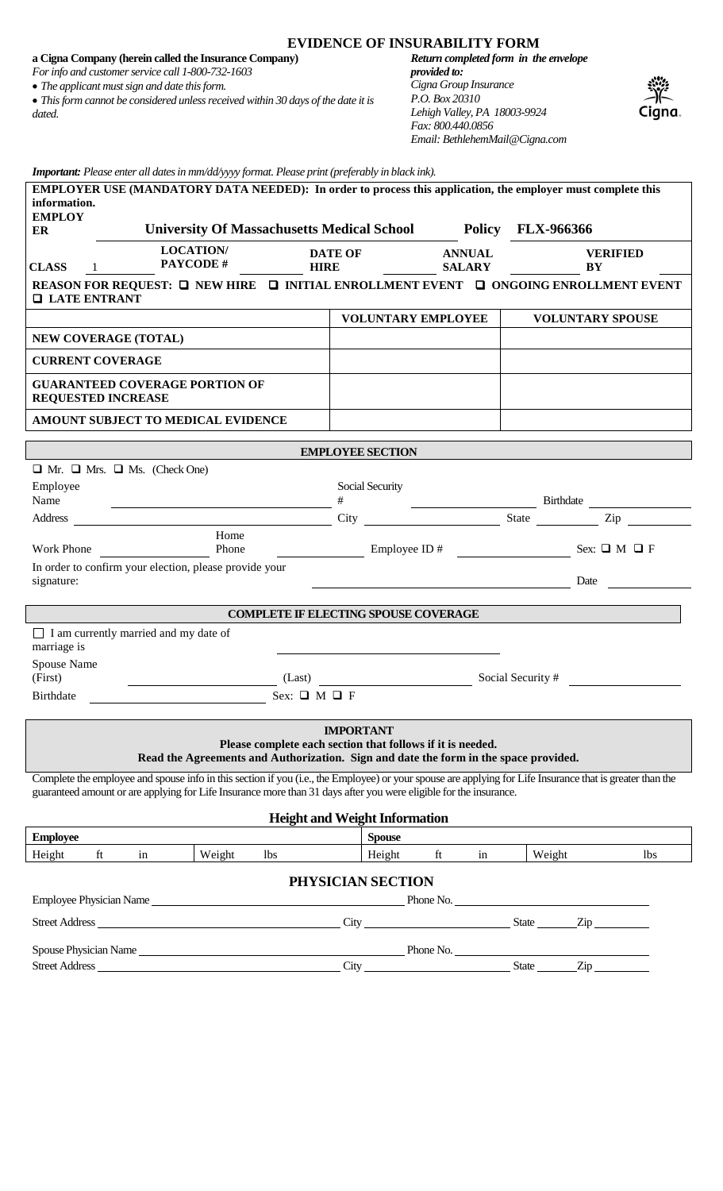# EVIDENCE OF INSURABILITY FORM

**a Cigna Company (herein called the Insurance Company)**

*For info and customer service call 1-800-732-1603*

- *The applicant must sign and date this form.*
- *This form cannot be considered unless received within 30 days of the date it is dated.*

***Return completed form in the envelope provided to:***
*Cigna Group Insurance*
*P.O. Box 20310*
*Lehigh Valley, PA 18003-9924*
*Fax: 800.440.0856*
*Email: BethlehemMail@Cigna.com*

***Important:*** *Please enter all dates in mm/dd/yyyy format. Please print (preferably in black ink).*

**EMPLOYER USE (MANDATORY DATA NEEDED): In order to process this application, the employer must complete this information.**

**EMPLOYER** **University Of Massachusetts Medical School** **Policy** **FLX-966366**

**CLASS** 1 **LOCATION/ PAYCODE #** \_\_\_\_ **DATE OF HIRE** \_\_\_\_ **ANNUAL SALARY** \_\_\_\_ **VERIFIED BY** \_\_\_\_

**REASON FOR REQUEST:** ❑ **NEW HIRE** ❑ **INITIAL ENROLLMENT EVENT** ❑ **ONGOING ENROLLMENT EVENT** ❑ **LATE ENTRANT**

| | VOLUNTARY EMPLOYEE | VOLUNTARY SPOUSE |
|---|---|---|
| **NEW COVERAGE (TOTAL)** | | |
| **CURRENT COVERAGE** | | |
| **GUARANTEED COVERAGE PORTION OF REQUESTED INCREASE** | | |
| **AMOUNT SUBJECT TO MEDICAL EVIDENCE** | | |

## EMPLOYEE SECTION

❑ Mr. ❑ Mrs. ❑ Ms. (Check One)

Employee Name \_\_\_\_ Social Security # \_\_\_\_ Birthdate \_\_\_\_

Address \_\_\_\_ City \_\_\_\_ State \_\_\_\_ Zip \_\_\_\_

Work Phone \_\_\_\_ Home Phone \_\_\_\_ Employee ID # \_\_\_\_ Sex: ❑ M ❑ F

In order to confirm your election, please provide your signature: \_\_\_\_ Date \_\_\_\_

## COMPLETE IF ELECTING SPOUSE COVERAGE

☐ I am currently married and my date of marriage is \_\_\_\_

Spouse Name (First) \_\_\_\_ (Last) \_\_\_\_ Social Security # \_\_\_\_

Birthdate \_\_\_\_ Sex: ❑ M ❑ F

**IMPORTANT**
**Please complete each section that follows if it is needed.**
**Read the Agreements and Authorization. Sign and date the form in the space provided.**

Complete the employee and spouse info in this section if you (i.e., the Employee) or your spouse are applying for Life Insurance that is greater than the guaranteed amount or are applying for Life Insurance more than 31 days after you were eligible for the insurance.

## Height and Weight Information

| **Employee** | | | | | **Spouse** | | | | |
|---|---|---|---|---|---|---|---|---|---|
| Height | ft | in | Weight | lbs | Height | ft | in | Weight | lbs |

## PHYSICIAN SECTION

Employee Physician Name \_\_\_\_ Phone No. \_\_\_\_

Street Address \_\_\_\_ City \_\_\_\_ State \_\_\_\_ Zip \_\_\_\_

Spouse Physician Name \_\_\_\_ Phone No. \_\_\_\_

Street Address \_\_\_\_ City \_\_\_\_ State \_\_\_\_ Zip \_\_\_\_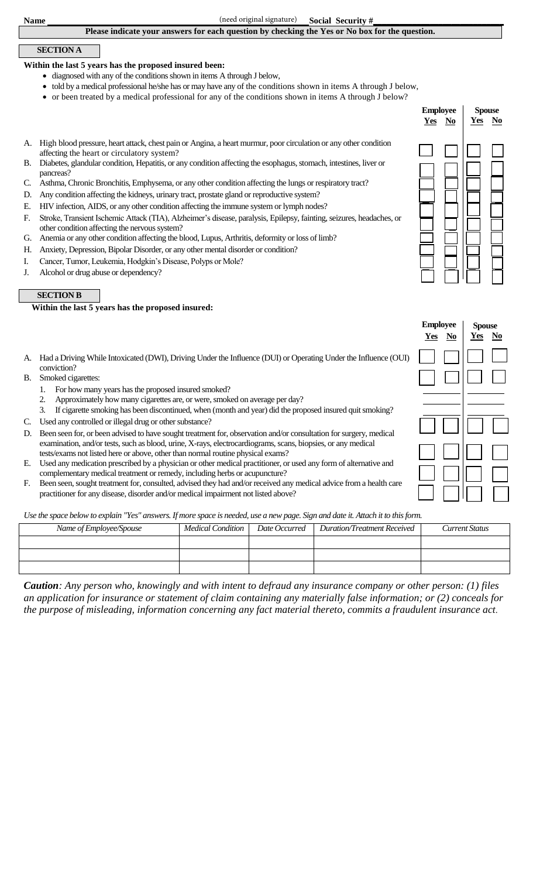**Name** ______________________ (need original signature) **Social Security #** ______________________

**Please indicate your answers for each question by checking the Yes or No box for the question.**

## SECTION A

**Within the last 5 years has the proposed insured been:**

- diagnosed with any of the conditions shown in items A through J below,
- told by a medical professional he/she has or may have any of the conditions shown in items A through J below,
- or been treated by a medical professional for any of the conditions shown in items A through J below?

| | Employee Yes | Employee No | Spouse Yes | Spouse No |
|---|---|---|---|---|
| A. High blood pressure, heart attack, chest pain or Angina, a heart murmur, poor circulation or any other condition affecting the heart or circulatory system? | ☐ | ☐ | ☐ | ☐ |
| B. Diabetes, glandular condition, Hepatitis, or any condition affecting the esophagus, stomach, intestines, liver or pancreas? | ☐ | ☐ | ☐ | ☐ |
| C. Asthma, Chronic Bronchitis, Emphysema, or any other condition affecting the lungs or respiratory tract? | ☐ | ☐ | ☐ | ☐ |
| D. Any condition affecting the kidneys, urinary tract, prostate gland or reproductive system? | ☐ | ☐ | ☐ | ☐ |
| E. HIV infection, AIDS, or any other condition affecting the immune system or lymph nodes? | ☐ | ☐ | ☐ | ☐ |
| F. Stroke, Transient Ischemic Attack (TIA), Alzheimer's disease, paralysis, Epilepsy, fainting, seizures, headaches, or other condition affecting the nervous system? | ☐ | ☐ | ☐ | ☐ |
| G. Anemia or any other condition affecting the blood, Lupus, Arthritis, deformity or loss of limb? | ☐ | ☐ | ☐ | ☐ |
| H. Anxiety, Depression, Bipolar Disorder, or any other mental disorder or condition? | ☐ | ☐ | ☐ | ☐ |
| I. Cancer, Tumor, Leukemia, Hodgkin's Disease, Polyps or Mole? | ☐ | ☐ | ☐ | ☐ |
| J. Alcohol or drug abuse or dependency? | ☐ | ☐ | ☐ | ☐ |

## SECTION B

**Within the last 5 years has the proposed insured:**

| | Employee Yes | Employee No | Spouse Yes | Spouse No |
|---|---|---|---|---|
| A. Had a Driving While Intoxicated (DWI), Driving Under the Influence (DUI) or Operating Under the Influence (OUI) conviction? | ☐ | ☐ | ☐ | ☐ |
| B. Smoked cigarettes: | ☐ | ☐ | ☐ | ☐ |
| 1. For how many years has the proposed insured smoked? | ________ | | ________ | |
| 2. Approximately how many cigarettes are, or were, smoked on average per day? | ________ | | ________ | |
| 3. If cigarette smoking has been discontinued, when (month and year) did the proposed insured quit smoking? | ________ | | ________ | |
| C. Used any controlled or illegal drug or other substance? | ☐ | ☐ | ☐ | ☐ |
| D. Been seen for, or been advised to have sought treatment for, observation and/or consultation for surgery, medical examination, and/or tests, such as blood, urine, X-rays, electrocardiograms, scans, biopsies, or any medical tests/exams not listed here or above, other than normal routine physical exams? | ☐ | ☐ | ☐ | ☐ |
| E. Used any medication prescribed by a physician or other medical practitioner, or used any form of alternative and complementary medical treatment or remedy, including herbs or acupuncture? | ☐ | ☐ | ☐ | ☐ |
| F. Been seen, sought treatment for, consulted, advised they had and/or received any medical advice from a health care practitioner for any disease, disorder and/or medical impairment not listed above? | ☐ | ☐ | ☐ | ☐ |

*Use the space below to explain "Yes" answers. If more space is needed, use a new page. Sign and date it. Attach it to this form.*

| *Name of Employee/Spouse* | *Medical Condition* | *Date Occurred* | *Duration/Treatment Received* | *Current Status* |
|---|---|---|---|---|
| | | | | |
| | | | | |
| | | | | |

***Caution**: Any person who, knowingly and with intent to defraud any insurance company or other person: (1) files an application for insurance or statement of claim containing any materially false information; or (2) conceals for the purpose of misleading, information concerning any fact material thereto, commits a fraudulent insurance act.*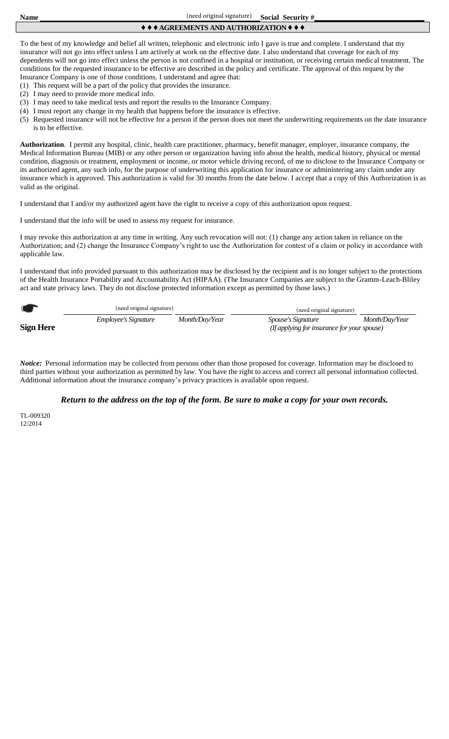**Name** ______________________ (need original signature) **Social Security #** ______________________

**♦ ♦ ♦ AGREEMENTS AND AUTHORIZATION ♦ ♦ ♦**

To the best of my knowledge and belief all written, telephonic and electronic info I gave is true and complete. I understand that my insurance will not go into effect unless I am actively at work on the effective date. I also understand that coverage for each of my dependents will not go into effect unless the person is not confined in a hospital or institution, or receiving certain medical treatment. The conditions for the requested insurance to be effective are described in the policy and certificate. The approval of this request by the Insurance Company is one of those conditions. I understand and agree that:

(1) This request will be a part of the policy that provides the insurance.
(2) I may need to provide more medical info.
(3) I may need to take medical tests and report the results to the Insurance Company.
(4) I must report any change in my health that happens before the insurance is effective.
(5) Requested insurance will not be effective for a person if the person does not meet the underwriting requirements on the date insurance is to be effective.

**Authorization**. I permit any hospital, clinic, health care practitioner, pharmacy, benefit manager, employer, insurance company, the Medical Information Bureau (MIB) or any other person or organization having info about the health, medical history, physical or mental condition, diagnosis or treatment, employment or income, or motor vehicle driving record, of me to disclose to the Insurance Company or its authorized agent, any such info, for the purpose of underwriting this application for insurance or administering any claim under any insurance which is approved. This authorization is valid for 30 months from the date below. I accept that a copy of this Authorization is as valid as the original.

I understand that I and/or my authorized agent have the right to receive a copy of this authorization upon request.

I understand that the info will be used to assess my request for insurance.

I may revoke this authorization at any time in writing. Any such revocation will not: (1) change any action taken in reliance on the Authorization; and (2) change the Insurance Company's right to use the Authorization for contest of a claim or policy in accordance with applicable law.

I understand that info provided pursuant to this authorization may be disclosed by the recipient and is no longer subject to the protections of the Health Insurance Portability and Accountability Act (HIPAA). (The Insurance Companies are subject to the Gramm-Leach-Bliley act and state privacy laws. They do not disclose protected information except as permitted by those laws.)

| | | | | |
|---|---|---|---|---|
| | (need original signature) | | (need original signature) | |
| **Sign Here** | *Employee's Signature* | *Month/Day/Year* | *Spouse's Signature* *(If applying for insurance for your spouse)* | *Month/Day/Year* |

***Notice:*** Personal information may be collected from persons other than those proposed for coverage. Information may be disclosed to third parties without your authorization as permitted by law. You have the right to access and correct all personal information collected. Additional information about the insurance company's privacy practices is available upon request.

***Return to the address on the top of the form. Be sure to make a copy for your own records.***

TL-009320
12/2014